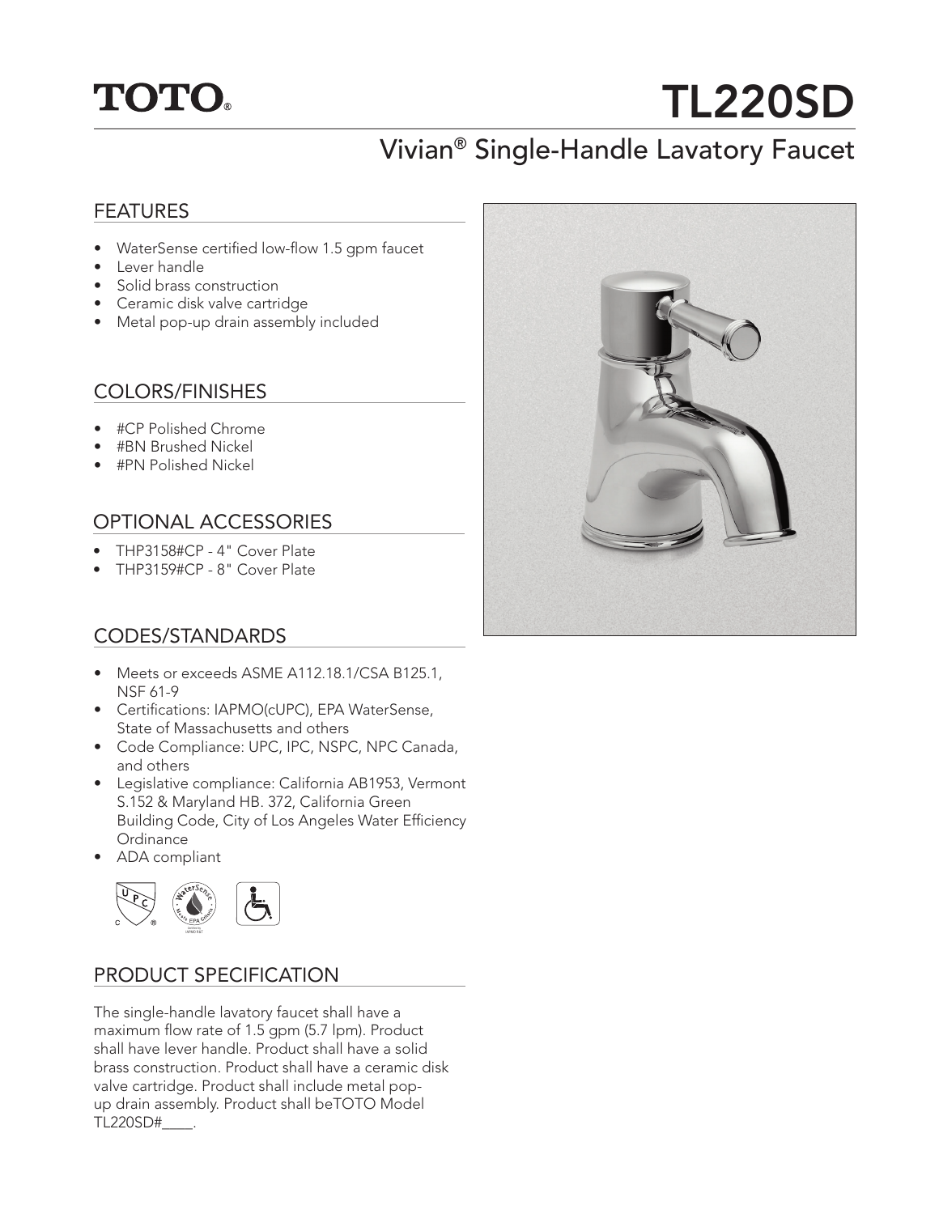TOTO®

# TL220SD

## Vivian® Single-Handle Lavatory Faucet

### FEATURES

- WaterSense certified low-flow 1.5 gpm faucet
- Lever handle
- Solid brass construction
- Ceramic disk valve cartridge
- Metal pop-up drain assembly included

### COLORS/FINISHES

- #CP Polished Chrome
- #BN Brushed Nickel
- #PN Polished Nickel

### OPTIONAL ACCESSORIES

- THP3158#CP - 4" Cover Plate
- THP3159#CP - 8" Cover Plate

### CODES/STANDARDS

- Meets or exceeds ASME A112.18.1/CSA B125.1, NSF 61-9
- Certifications: IAPMO(cUPC), EPA WaterSense, State of Massachusetts and others
- Code Compliance: UPC, IPC, NSPC, NPC Canada, and others
- Legislative compliance: California AB1953, Vermont S.152 & Maryland HB. 372, California Green Building Code, City of Los Angeles Water Efficiency Ordinance
- ADA compliant

### PRODUCT SPECIFICATION

The single-handle lavatory faucet shall have a maximum flow rate of 1.5 gpm (5.7 lpm). Product shall have lever handle. Product shall have a solid brass construction. Product shall have a ceramic disk valve cartridge. Product shall include metal pop-up drain assembly. Product shall beTOTO Model TL220SD#____.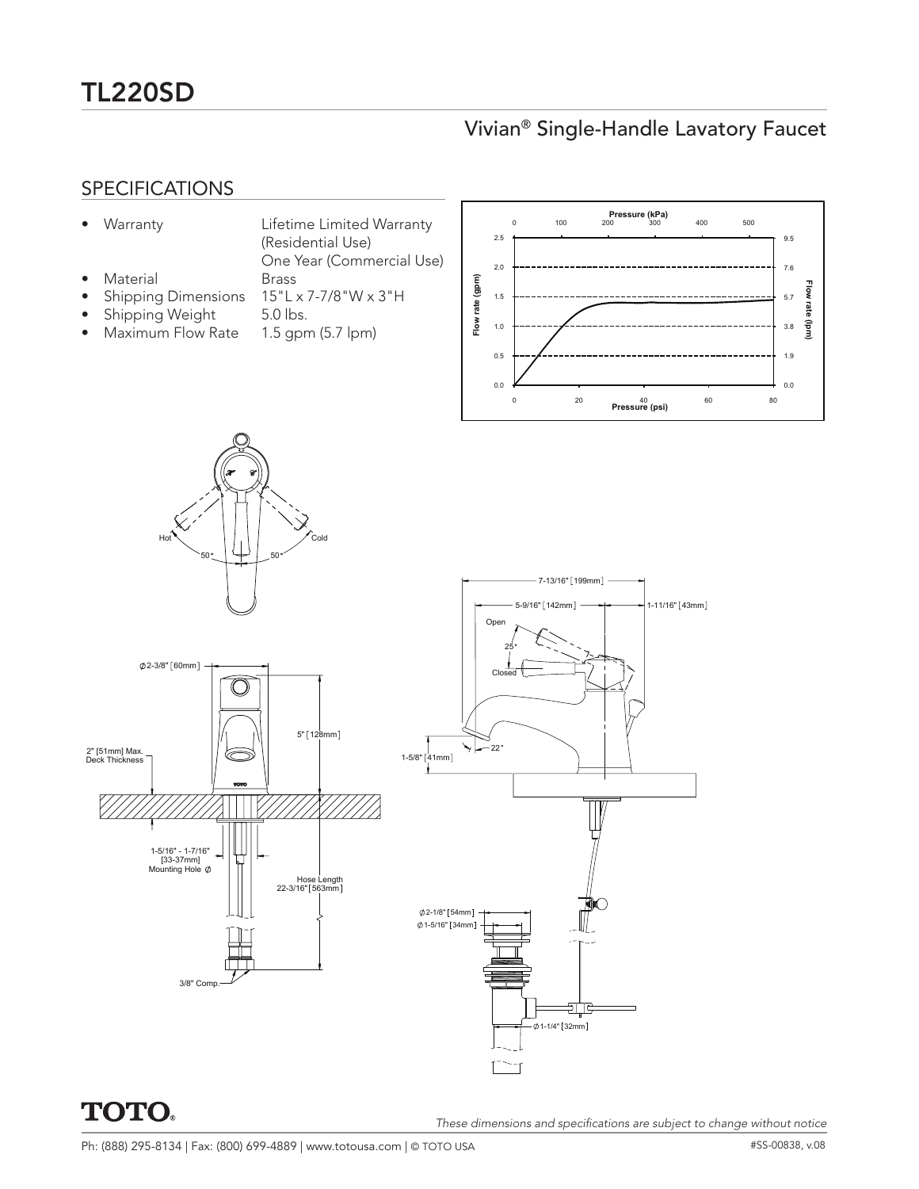# TL220SD

## Vivian® Single-Handle Lavatory Faucet

## SPECIFICATIONS

- Warranty — Lifetime Limited Warranty (Residential Use) One Year (Commercial Use)
- Material — Brass
- Shipping Dimensions — 15"L x 7-7/8"W x 3"H
- Shipping Weight — 5.0 lbs.
- Maximum Flow Rate — 1.5 gpm (5.7 lpm)

Pressure (kPa)
0 100 200 300 400 500
Flow rate (gpm)
2.5 2.0 1.5 1.0 0.5 0.0
Flow rate (lpm)
9.5 7.6 5.7 3.8 1.9 0.0
0 20 40 60 80
Pressure (psi)

Hot
Cold
50°
50°

⌀2-3/8" [60mm]
5" [128mm]
2" [51mm] Max. Deck Thickness
1-5/16" - 1-7/16" [33-37mm] Mounting Hole ⌀
Hose Length 22-3/16" [563mm]
3/8" Comp.

7-13/16" [199mm]
5-9/16" [142mm]
1-11/16" [43mm]
Open
25°
Closed
22°
1-5/8" [41mm]
⌀2-1/8" [54mm]
⌀1-5/16" [34mm]
⌀1-1/4" [32mm]

*These dimensions and specifications are subject to change without notice*

Ph: (888) 295-8134 | Fax: (800) 699-4889 | www.totousa.com | © TOTO USA

#SS-00838, v.08